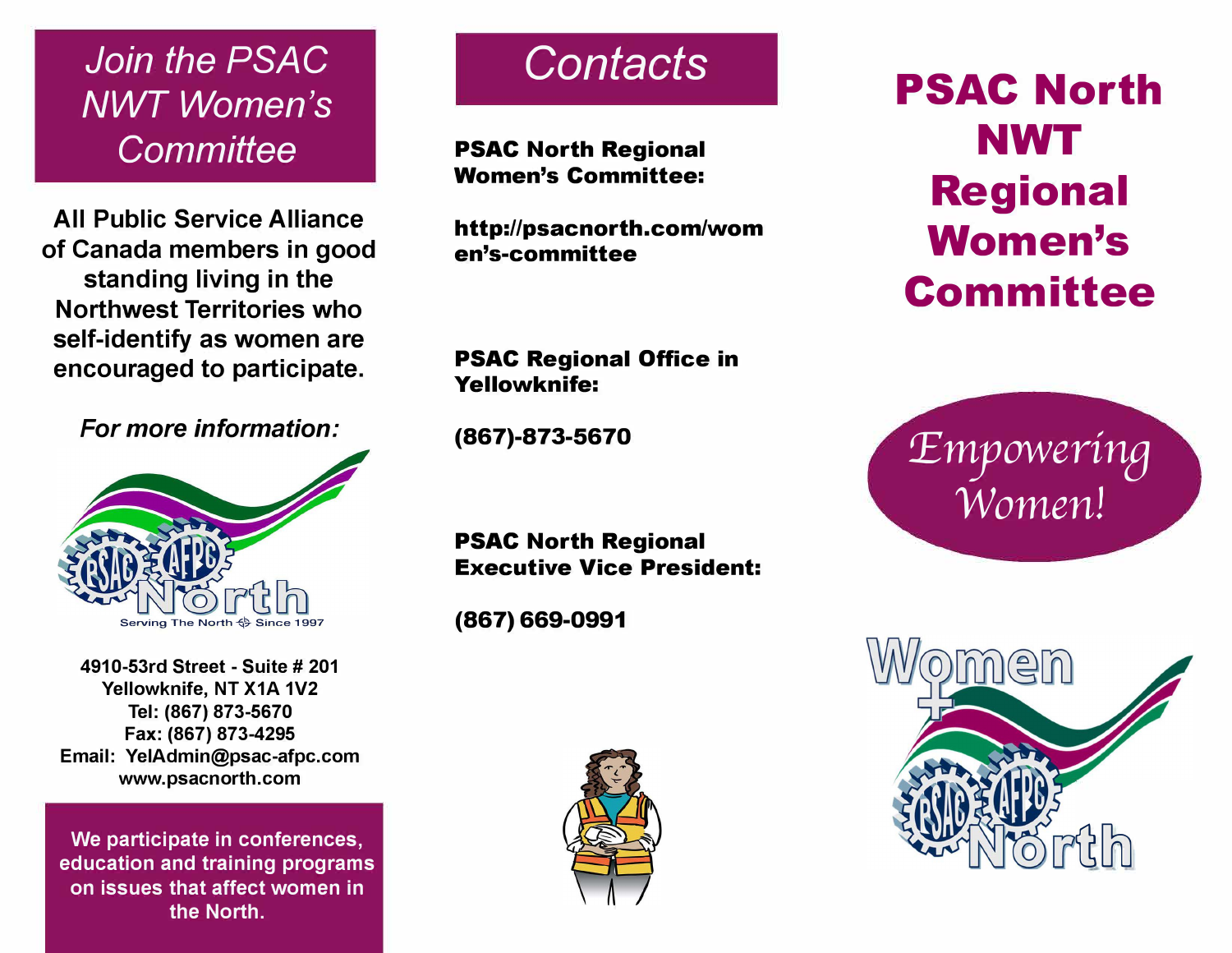# PSAC North NWT Regional Women's Committee

*Empowering Women!*

## Join the PSAC NWT Women's Committee

All Public Service Alliance of Canada members in good standing living in the Northwest Territories who self-identify as women are encouraged to participate.

*For more information:*

Serving The North Since 1997

4910-53rd Street - Suite # 201
Yellowknife, NT X1A 1V2
Tel: (867) 873-5670
Fax: (867) 873-4295
Email: YelAdmin@psac-afpc.com
www.psacnorth.com

We participate in conferences, education and training programs on issues that affect women in the North.

## Contacts

**PSAC North Regional Women's Committee:**

**http://psacnorth.com/women's-committee**

**PSAC Regional Office in Yellowknife:**

**(867)-873-5670**

**PSAC North Regional Executive Vice President:**

**(867) 669-0991**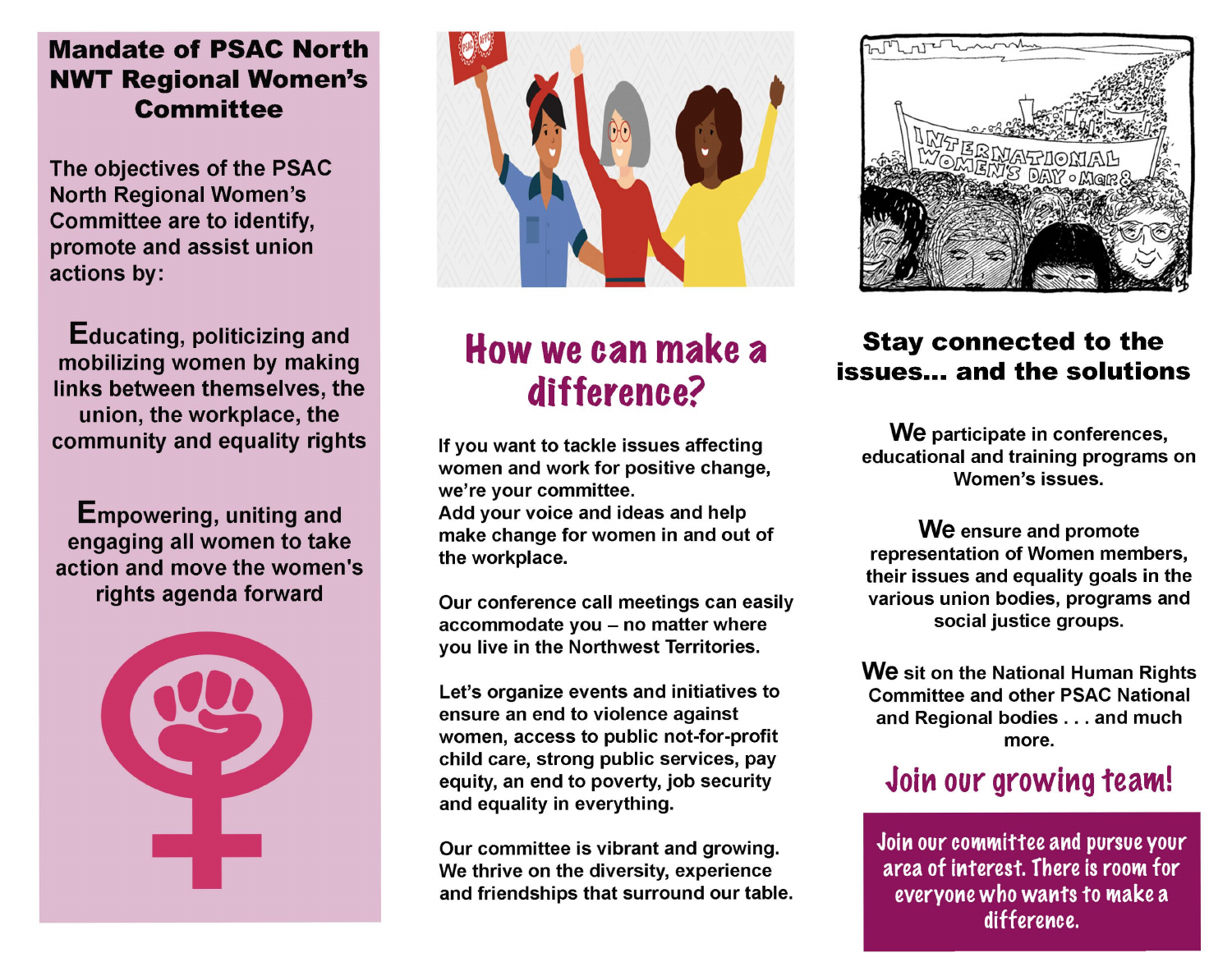## Mandate of PSAC North NWT Regional Women's Committee

The objectives of the PSAC North Regional Women's Committee are to identify, promote and assist union actions by:

Educating, politicizing and mobilizing women by making links between themselves, the union, the workplace, the community and equality rights

Empowering, uniting and engaging all women to take action and move the women's rights agenda forward

## How we can make a difference?

If you want to tackle issues affecting women and work for positive change, we're your committee.
Add your voice and ideas and help make change for women in and out of the workplace.

Our conference call meetings can easily accommodate you – no matter where you live in the Northwest Territories.

Let's organize events and initiatives to ensure an end to violence against women, access to public not-for-profit child care, strong public services, pay equity, an end to poverty, job security and equality in everything.

Our committee is vibrant and growing. We thrive on the diversity, experience and friendships that surround our table.

## Stay connected to the issues... and the solutions

We participate in conferences, educational and training programs on Women's issues.

We ensure and promote representation of Women members, their issues and equality goals in the various union bodies, programs and social justice groups.

We sit on the National Human Rights Committee and other PSAC National and Regional bodies . . . and much more.

## Join our growing team!

Join our committee and pursue your area of interest. There is room for everyone who wants to make a difference.